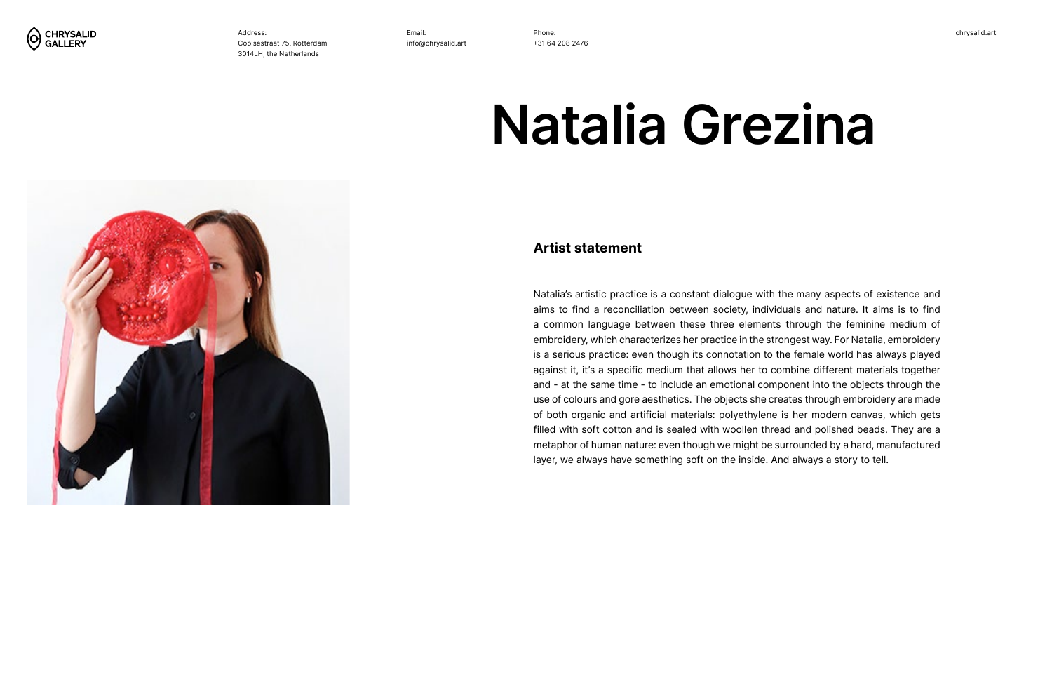CHRYSALID GALLERY

Address:
Coolsestraat 75, Rotterdam
3014LH, the Netherlands

Email:
info@chrysalid.art

Phone:
+31 64 208 2476

chrysalid.art

# Natalia Grezina

## Artist statement

Natalia's artistic practice is a constant dialogue with the many aspects of existence and aims to find a reconciliation between society, individuals and nature. It aims is to find a common language between these three elements through the feminine medium of embroidery, which characterizes her practice in the strongest way. For Natalia, embroidery is a serious practice: even though its connotation to the female world has always played against it, it's a specific medium that allows her to combine different materials together and - at the same time - to include an emotional component into the objects through the use of colours and gore aesthetics. The objects she creates through embroidery are made of both organic and artificial materials: polyethylene is her modern canvas, which gets filled with soft cotton and is sealed with woollen thread and polished beads. They are a metaphor of human nature: even though we might be surrounded by a hard, manufactured layer, we always have something soft on the inside. And always a story to tell.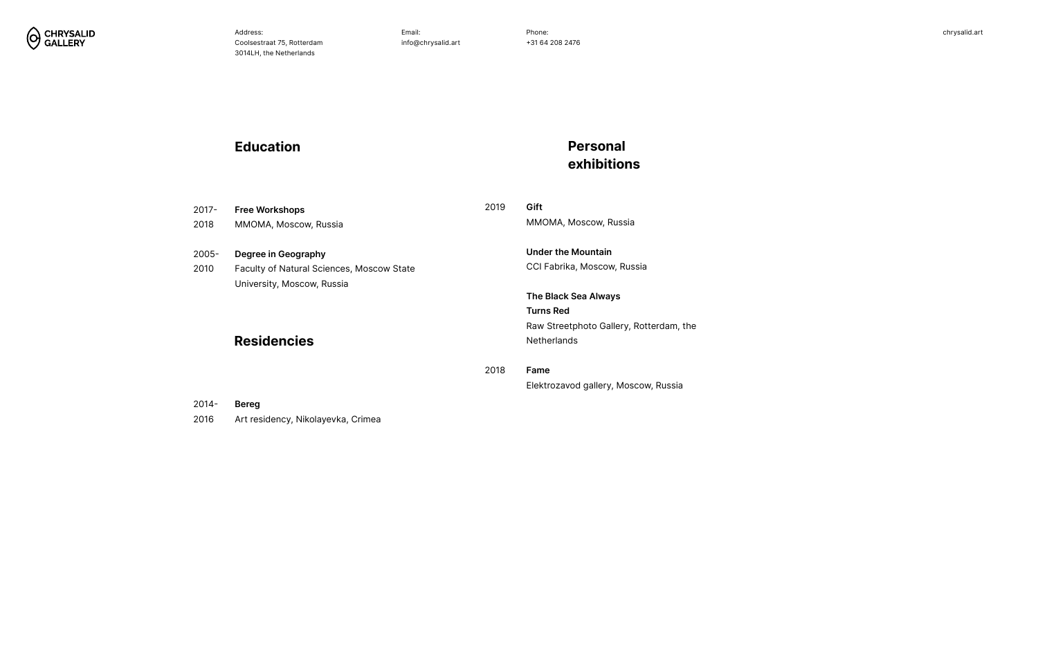## Education

2017-2018 **Free Workshops**
MMOMA, Moscow, Russia

2005-2010 **Degree in Geography**
Faculty of Natural Sciences, Moscow State University, Moscow, Russia

## Residencies

2014-2016 **Bereg**
Art residency, Nikolayevka, Crimea

## Personal exhibitions

2019 **Gift**
MMOMA, Moscow, Russia

**Under the Mountain**
CCI Fabrika, Moscow, Russia

**The Black Sea Always Turns Red**
Raw Streetphoto Gallery, Rotterdam, the Netherlands

2018 **Fame**
Elektrozavod gallery, Moscow, Russia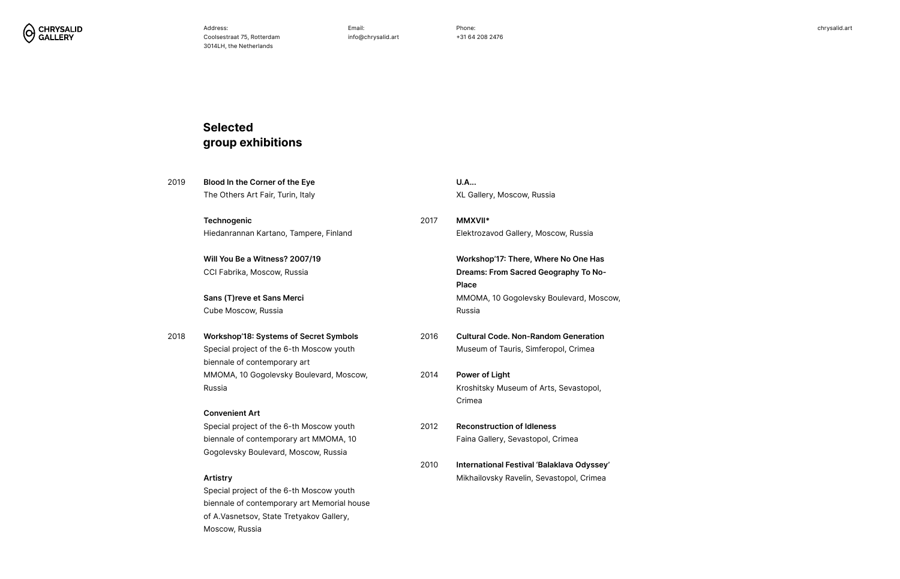## Selected group exhibitions

**2019**

**Blood In the Corner of the Eye**
The Others Art Fair, Turin, Italy

**Technogenic**
Hiedanrannan Kartano, Tampere, Finland

**Will You Be a Witness? 2007/19**
CCI Fabrika, Moscow, Russia

**Sans (T)reve et Sans Merci**
Cube Moscow, Russia

**2018**

**Workshop'18: Systems of Secret Symbols**
Special project of the 6-th Moscow youth biennale of contemporary art
MMOMA, 10 Gogolevsky Boulevard, Moscow, Russia

**Convenient Art**
Special project of the 6-th Moscow youth biennale of contemporary art MMOMA, 10 Gogolevsky Boulevard, Moscow, Russia

**Artistry**
Special project of the 6-th Moscow youth biennale of contemporary art Memorial house of A.Vasnetsov, State Tretyakov Gallery, Moscow, Russia

**U.A...**
XL Gallery, Moscow, Russia

**2017**

**MMXVII***
Elektrozavod Gallery, Moscow, Russia

**Workshop'17: There, Where No One Has Dreams: From Sacred Geography To No-Place**
MMOMA, 10 Gogolevsky Boulevard, Moscow, Russia

**2016**

**Cultural Code. Non-Random Generation**
Museum of Tauris, Simferopol, Crimea

**2014**

**Power of Light**
Kroshitsky Museum of Arts, Sevastopol, Crimea

**2012**

**Reconstruction of Idleness**
Faina Gallery, Sevastopol, Crimea

**2010**

**International Festival 'Balaklava Odyssey'**
Mikhailovsky Ravelin, Sevastopol, Crimea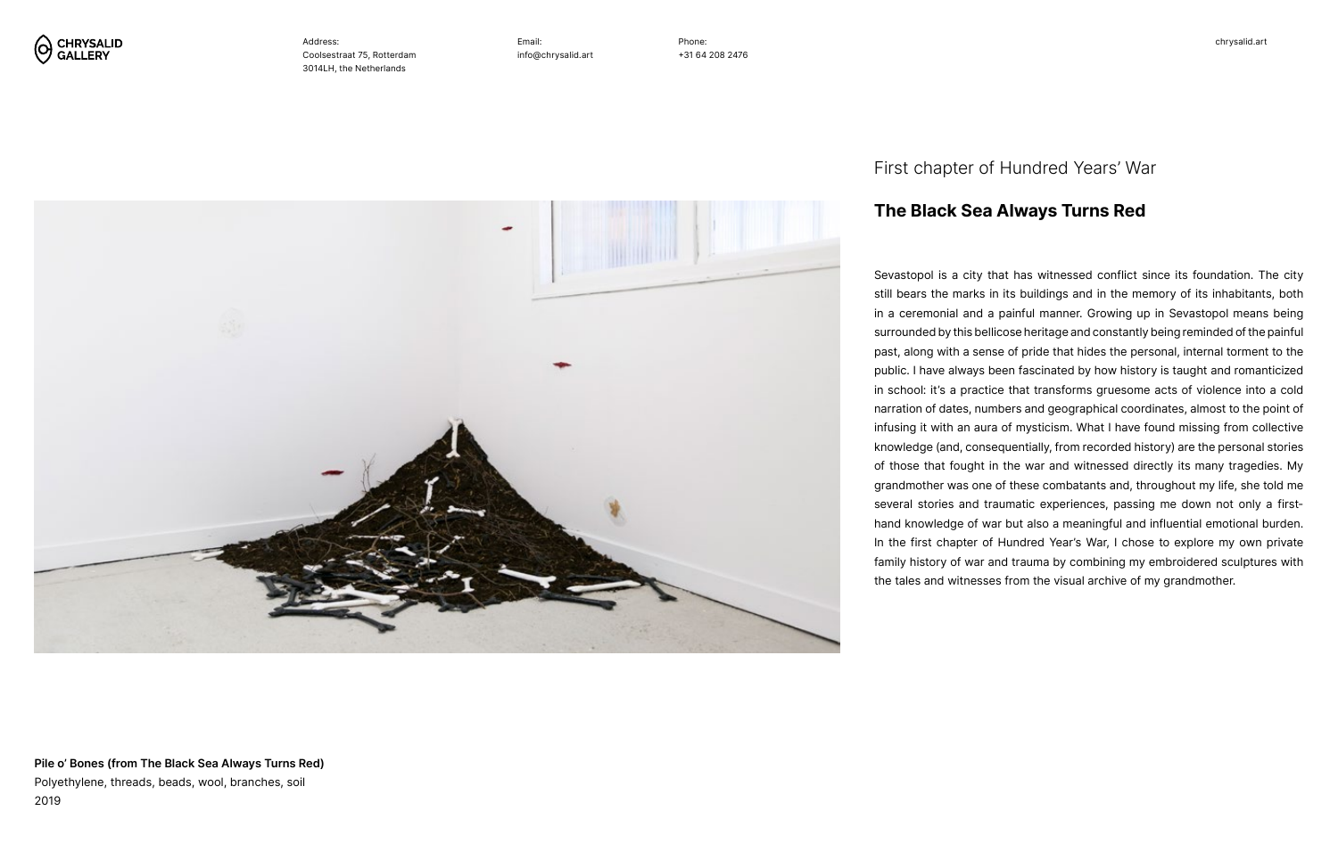First chapter of Hundred Years' War

## The Black Sea Always Turns Red

Sevastopol is a city that has witnessed conflict since its foundation. The city still bears the marks in its buildings and in the memory of its inhabitants, both in a ceremonial and a painful manner. Growing up in Sevastopol means being surrounded by this bellicose heritage and constantly being reminded of the painful past, along with a sense of pride that hides the personal, internal torment to the public. I have always been fascinated by how history is taught and romanticized in school: it's a practice that transforms gruesome acts of violence into a cold narration of dates, numbers and geographical coordinates, almost to the point of infusing it with an aura of mysticism. What I have found missing from collective knowledge (and, consequentially, from recorded history) are the personal stories of those that fought in the war and witnessed directly its many tragedies. My grandmother was one of these combatants and, throughout my life, she told me several stories and traumatic experiences, passing me down not only a first-hand knowledge of war but also a meaningful and influential emotional burden. In the first chapter of Hundred Year's War, I chose to explore my own private family history of war and trauma by combining my embroidered sculptures with the tales and witnesses from the visual archive of my grandmother.

**Pile o' Bones (from The Black Sea Always Turns Red)**
Polyethylene, threads, beads, wool, branches, soil
2019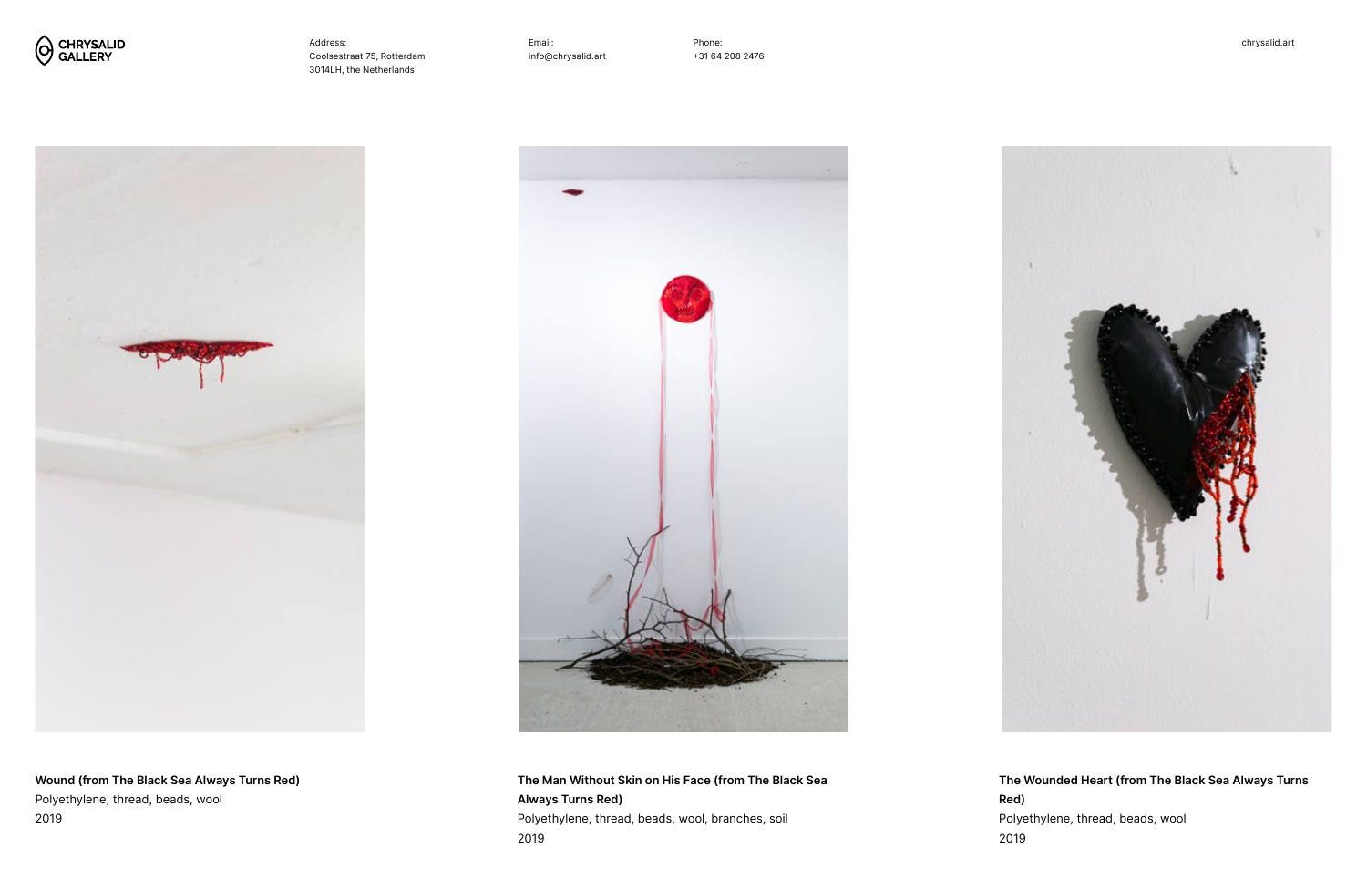**Wound (from The Black Sea Always Turns Red)**
Polyethylene, thread, beads, wool
2019

**The Man Without Skin on His Face (from The Black Sea Always Turns Red)**
Polyethylene, thread, beads, wool, branches, soil
2019

**The Wounded Heart (from The Black Sea Always Turns Red)**
Polyethylene, thread, beads, wool
2019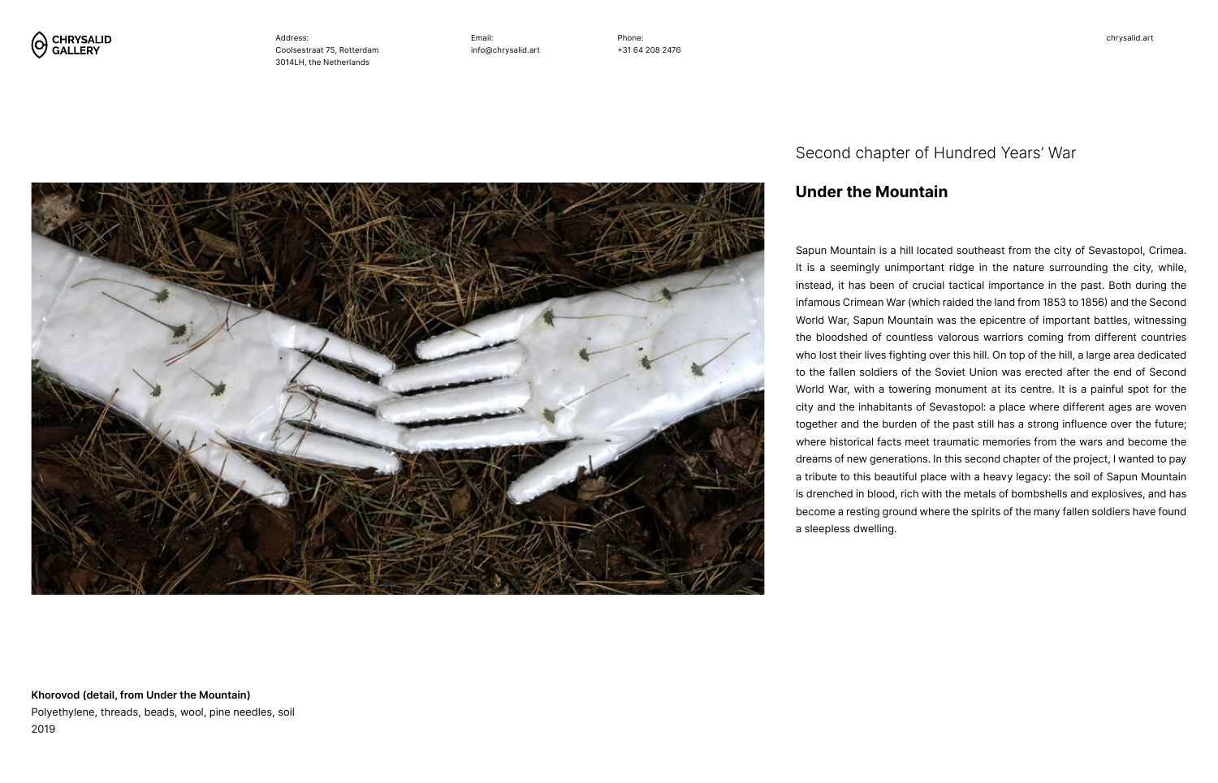Second chapter of Hundred Years' War

## Under the Mountain

Sapun Mountain is a hill located southeast from the city of Sevastopol, Crimea. It is a seemingly unimportant ridge in the nature surrounding the city, while, instead, it has been of crucial tactical importance in the past. Both during the infamous Crimean War (which raided the land from 1853 to 1856) and the Second World War, Sapun Mountain was the epicentre of important battles, witnessing the bloodshed of countless valorous warriors coming from different countries who lost their lives fighting over this hill. On top of the hill, a large area dedicated to the fallen soldiers of the Soviet Union was erected after the end of Second World War, with a towering monument at its centre. It is a painful spot for the city and the inhabitants of Sevastopol: a place where different ages are woven together and the burden of the past still has a strong influence over the future; where historical facts meet traumatic memories from the wars and become the dreams of new generations. In this second chapter of the project, I wanted to pay a tribute to this beautiful place with a heavy legacy: the soil of Sapun Mountain is drenched in blood, rich with the metals of bombshells and explosives, and has become a resting ground where the spirits of the many fallen soldiers have found a sleepless dwelling.

**Khorovod (detail, from Under the Mountain)**
Polyethylene, threads, beads, wool, pine needles, soil
2019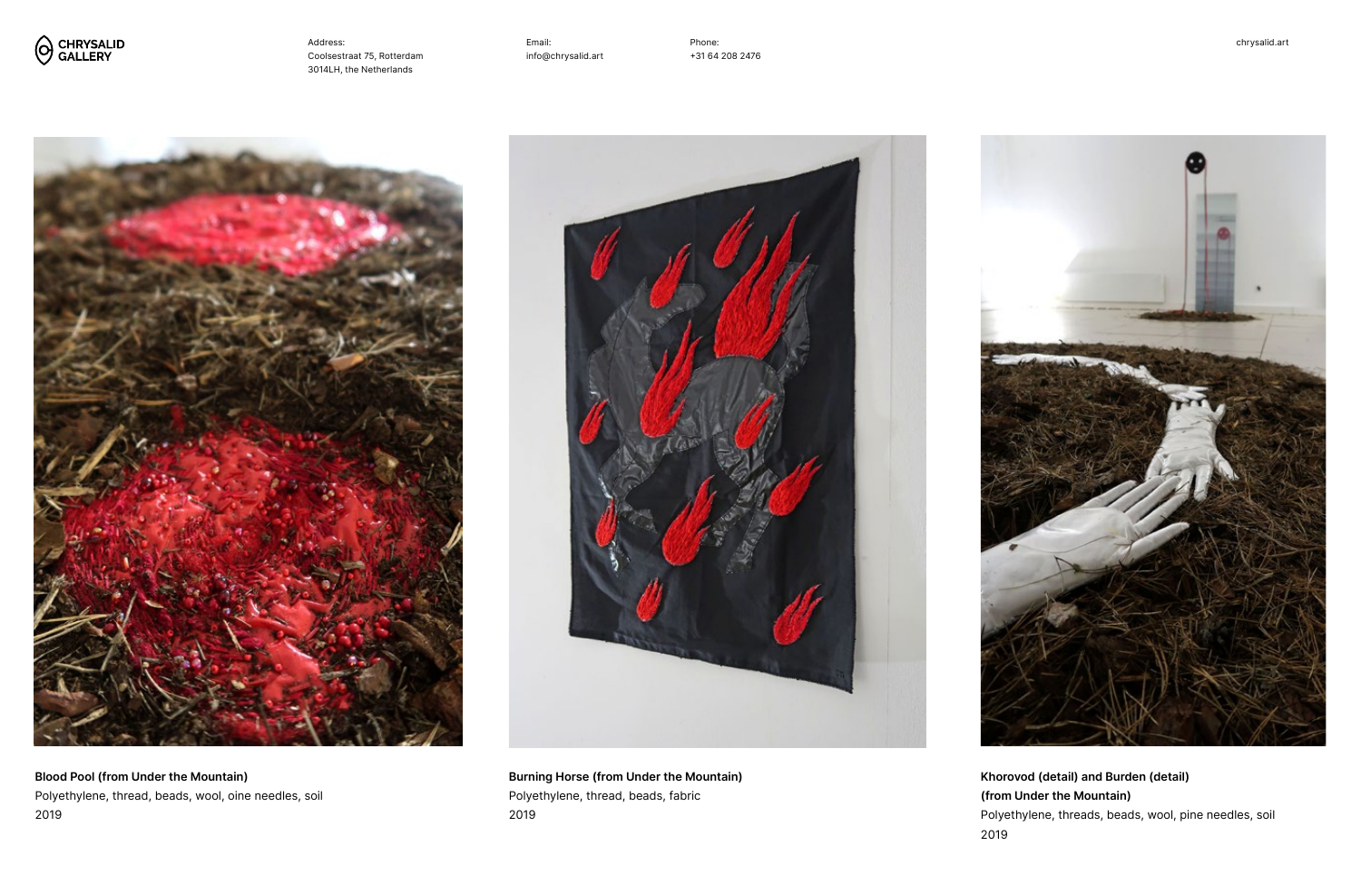CHRYSALID GALLERY

Address:
Coolsestraat 75, Rotterdam
3014LH, the Netherlands

Email:
info@chrysalid.art

Phone:
+31 64 208 2476

chrysalid.art

**Blood Pool (from Under the Mountain)**
Polyethylene, thread, beads, wool, oine needles, soil
2019

**Burning Horse (from Under the Mountain)**
Polyethylene, thread, beads, fabric
2019

**Khorovod (detail) and Burden (detail) (from Under the Mountain)**
Polyethylene, threads, beads, wool, pine needles, soil
2019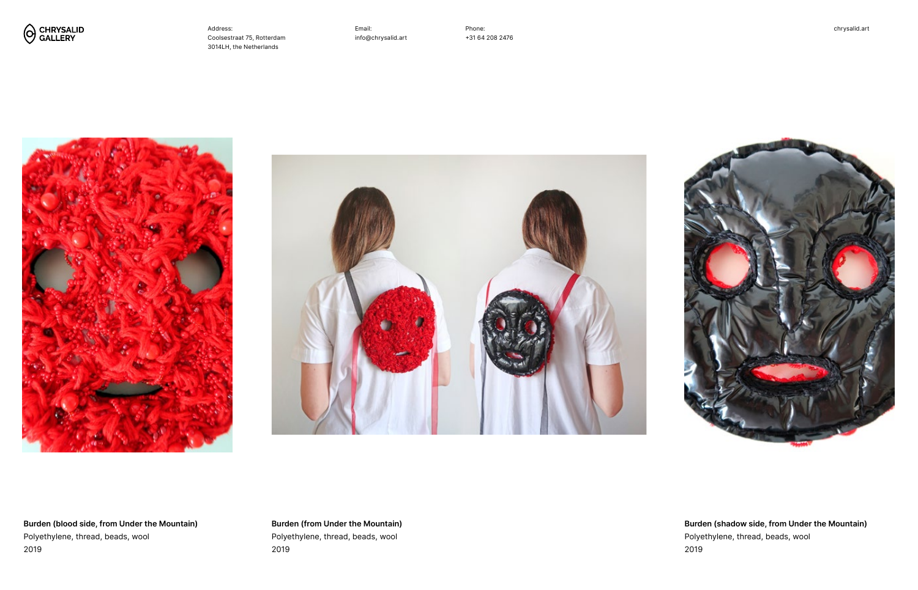**Burden (blood side, from Under the Mountain)**
Polyethylene, thread, beads, wool
2019

**Burden (from Under the Mountain)**
Polyethylene, thread, beads, wool
2019

**Burden (shadow side, from Under the Mountain)**
Polyethylene, thread, beads, wool
2019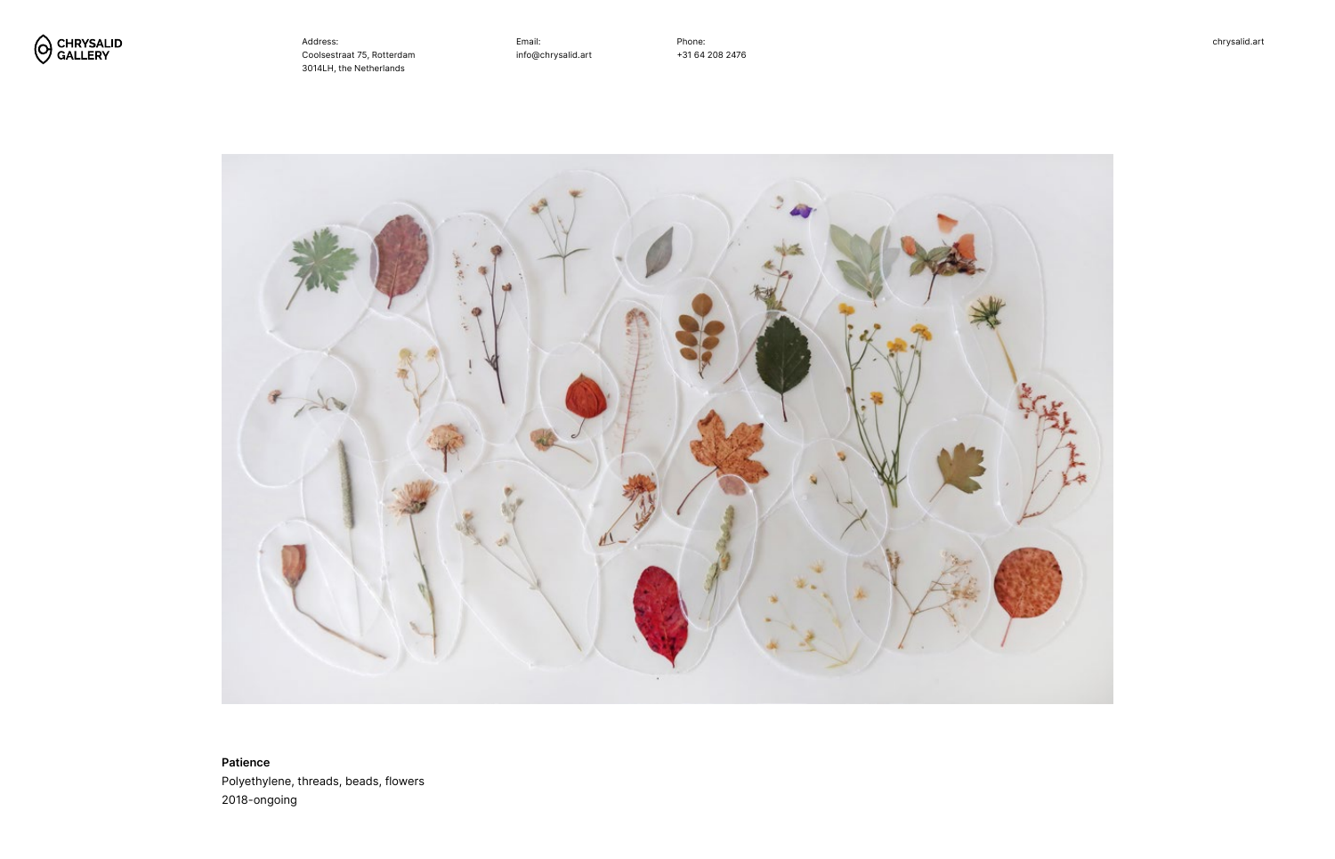**CHRYSALID GALLERY**

Address:
Coolsestraat 75, Rotterdam
3014LH, the Netherlands

Email:
info@chrysalid.art

Phone:
+31 64 208 2476

chrysalid.art

**Patience**
Polyethylene, threads, beads, flowers
2018-ongoing